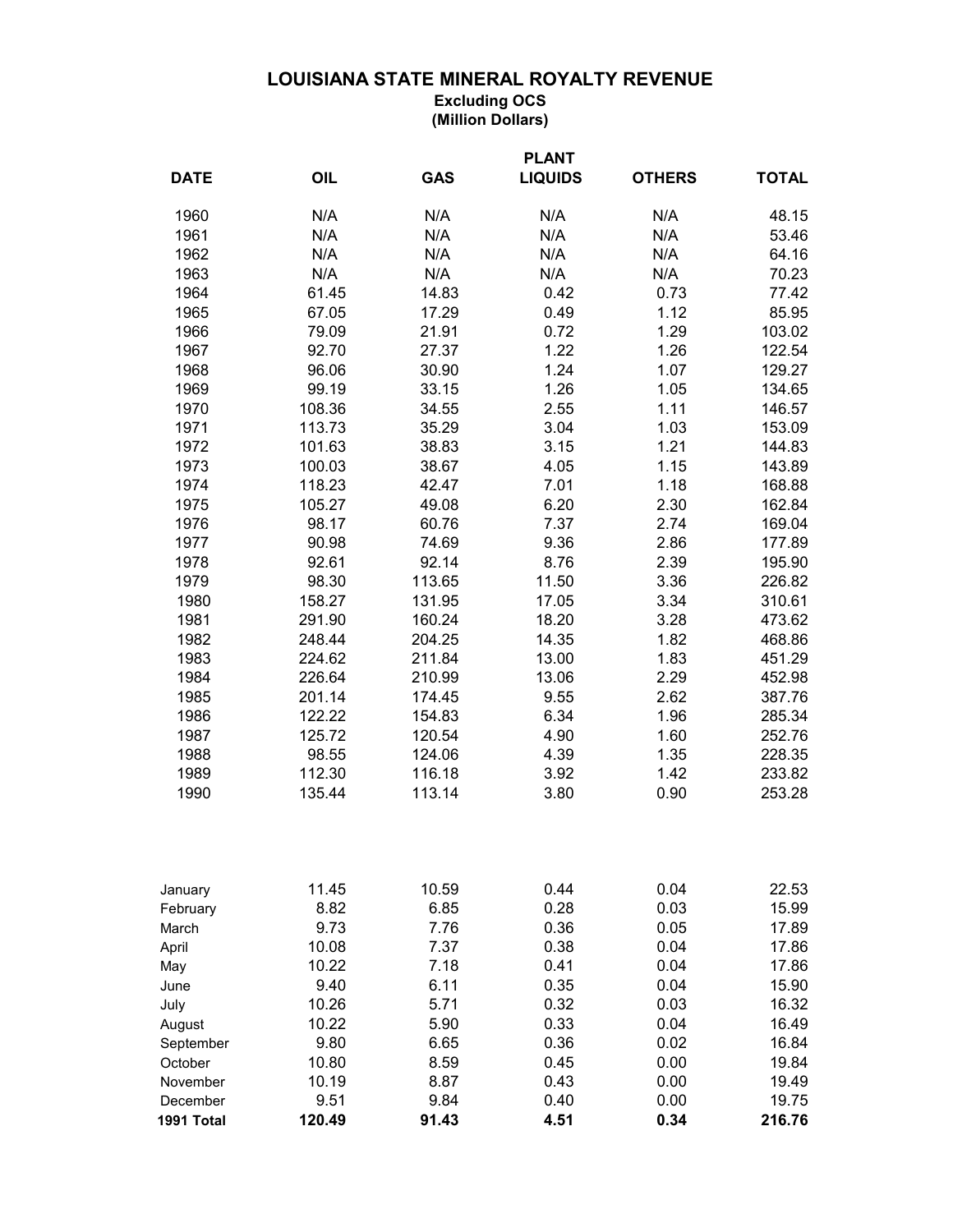# LOUISIANA STATE MINERAL ROYALTY REVENUE

**Excluding OCS**
**(Million Dollars)**

| DATE | OIL | GAS | PLANT LIQUIDS | OTHERS | TOTAL |
|---|---|---|---|---|---|
| 1960 | N/A | N/A | N/A | N/A | 48.15 |
| 1961 | N/A | N/A | N/A | N/A | 53.46 |
| 1962 | N/A | N/A | N/A | N/A | 64.16 |
| 1963 | N/A | N/A | N/A | N/A | 70.23 |
| 1964 | 61.45 | 14.83 | 0.42 | 0.73 | 77.42 |
| 1965 | 67.05 | 17.29 | 0.49 | 1.12 | 85.95 |
| 1966 | 79.09 | 21.91 | 0.72 | 1.29 | 103.02 |
| 1967 | 92.70 | 27.37 | 1.22 | 1.26 | 122.54 |
| 1968 | 96.06 | 30.90 | 1.24 | 1.07 | 129.27 |
| 1969 | 99.19 | 33.15 | 1.26 | 1.05 | 134.65 |
| 1970 | 108.36 | 34.55 | 2.55 | 1.11 | 146.57 |
| 1971 | 113.73 | 35.29 | 3.04 | 1.03 | 153.09 |
| 1972 | 101.63 | 38.83 | 3.15 | 1.21 | 144.83 |
| 1973 | 100.03 | 38.67 | 4.05 | 1.15 | 143.89 |
| 1974 | 118.23 | 42.47 | 7.01 | 1.18 | 168.88 |
| 1975 | 105.27 | 49.08 | 6.20 | 2.30 | 162.84 |
| 1976 | 98.17 | 60.76 | 7.37 | 2.74 | 169.04 |
| 1977 | 90.98 | 74.69 | 9.36 | 2.86 | 177.89 |
| 1978 | 92.61 | 92.14 | 8.76 | 2.39 | 195.90 |
| 1979 | 98.30 | 113.65 | 11.50 | 3.36 | 226.82 |
| 1980 | 158.27 | 131.95 | 17.05 | 3.34 | 310.61 |
| 1981 | 291.90 | 160.24 | 18.20 | 3.28 | 473.62 |
| 1982 | 248.44 | 204.25 | 14.35 | 1.82 | 468.86 |
| 1983 | 224.62 | 211.84 | 13.00 | 1.83 | 451.29 |
| 1984 | 226.64 | 210.99 | 13.06 | 2.29 | 452.98 |
| 1985 | 201.14 | 174.45 | 9.55 | 2.62 | 387.76 |
| 1986 | 122.22 | 154.83 | 6.34 | 1.96 | 285.34 |
| 1987 | 125.72 | 120.54 | 4.90 | 1.60 | 252.76 |
| 1988 | 98.55 | 124.06 | 4.39 | 1.35 | 228.35 |
| 1989 | 112.30 | 116.18 | 3.92 | 1.42 | 233.82 |
| 1990 | 135.44 | 113.14 | 3.80 | 0.90 | 253.28 |
| | | | | | |
| January | 11.45 | 10.59 | 0.44 | 0.04 | 22.53 |
| February | 8.82 | 6.85 | 0.28 | 0.03 | 15.99 |
| March | 9.73 | 7.76 | 0.36 | 0.05 | 17.89 |
| April | 10.08 | 7.37 | 0.38 | 0.04 | 17.86 |
| May | 10.22 | 7.18 | 0.41 | 0.04 | 17.86 |
| June | 9.40 | 6.11 | 0.35 | 0.04 | 15.90 |
| July | 10.26 | 5.71 | 0.32 | 0.03 | 16.32 |
| August | 10.22 | 5.90 | 0.33 | 0.04 | 16.49 |
| September | 9.80 | 6.65 | 0.36 | 0.02 | 16.84 |
| October | 10.80 | 8.59 | 0.45 | 0.00 | 19.84 |
| November | 10.19 | 8.87 | 0.43 | 0.00 | 19.49 |
| December | 9.51 | 9.84 | 0.40 | 0.00 | 19.75 |
| **1991 Total** | **120.49** | **91.43** | **4.51** | **0.34** | **216.76** |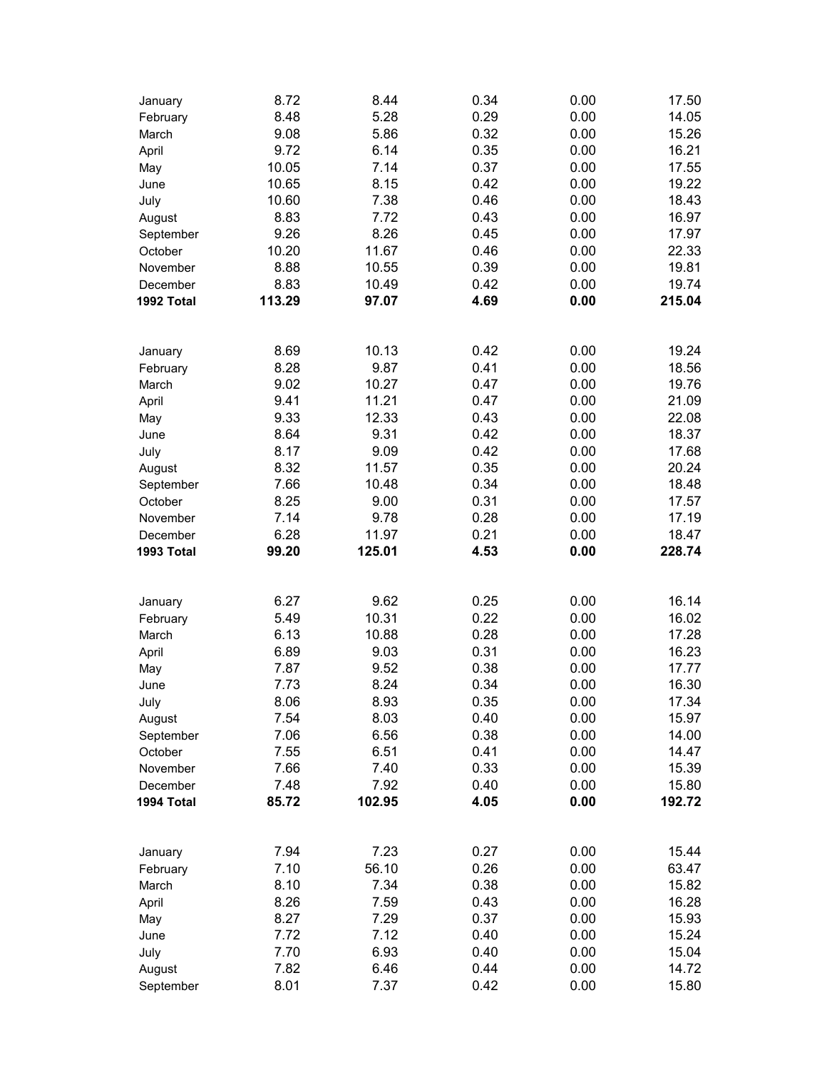| | | | | | |
|---|---|---|---|---|---|
| January | 8.72 | 8.44 | 0.34 | 0.00 | 17.50 |
| February | 8.48 | 5.28 | 0.29 | 0.00 | 14.05 |
| March | 9.08 | 5.86 | 0.32 | 0.00 | 15.26 |
| April | 9.72 | 6.14 | 0.35 | 0.00 | 16.21 |
| May | 10.05 | 7.14 | 0.37 | 0.00 | 17.55 |
| June | 10.65 | 8.15 | 0.42 | 0.00 | 19.22 |
| July | 10.60 | 7.38 | 0.46 | 0.00 | 18.43 |
| August | 8.83 | 7.72 | 0.43 | 0.00 | 16.97 |
| September | 9.26 | 8.26 | 0.45 | 0.00 | 17.97 |
| October | 10.20 | 11.67 | 0.46 | 0.00 | 22.33 |
| November | 8.88 | 10.55 | 0.39 | 0.00 | 19.81 |
| December | 8.83 | 10.49 | 0.42 | 0.00 | 19.74 |
| **1992 Total** | **113.29** | **97.07** | **4.69** | **0.00** | **215.04** |
| | | | | | |
| January | 8.69 | 10.13 | 0.42 | 0.00 | 19.24 |
| February | 8.28 | 9.87 | 0.41 | 0.00 | 18.56 |
| March | 9.02 | 10.27 | 0.47 | 0.00 | 19.76 |
| April | 9.41 | 11.21 | 0.47 | 0.00 | 21.09 |
| May | 9.33 | 12.33 | 0.43 | 0.00 | 22.08 |
| June | 8.64 | 9.31 | 0.42 | 0.00 | 18.37 |
| July | 8.17 | 9.09 | 0.42 | 0.00 | 17.68 |
| August | 8.32 | 11.57 | 0.35 | 0.00 | 20.24 |
| September | 7.66 | 10.48 | 0.34 | 0.00 | 18.48 |
| October | 8.25 | 9.00 | 0.31 | 0.00 | 17.57 |
| November | 7.14 | 9.78 | 0.28 | 0.00 | 17.19 |
| December | 6.28 | 11.97 | 0.21 | 0.00 | 18.47 |
| **1993 Total** | **99.20** | **125.01** | **4.53** | **0.00** | **228.74** |
| | | | | | |
| January | 6.27 | 9.62 | 0.25 | 0.00 | 16.14 |
| February | 5.49 | 10.31 | 0.22 | 0.00 | 16.02 |
| March | 6.13 | 10.88 | 0.28 | 0.00 | 17.28 |
| April | 6.89 | 9.03 | 0.31 | 0.00 | 16.23 |
| May | 7.87 | 9.52 | 0.38 | 0.00 | 17.77 |
| June | 7.73 | 8.24 | 0.34 | 0.00 | 16.30 |
| July | 8.06 | 8.93 | 0.35 | 0.00 | 17.34 |
| August | 7.54 | 8.03 | 0.40 | 0.00 | 15.97 |
| September | 7.06 | 6.56 | 0.38 | 0.00 | 14.00 |
| October | 7.55 | 6.51 | 0.41 | 0.00 | 14.47 |
| November | 7.66 | 7.40 | 0.33 | 0.00 | 15.39 |
| December | 7.48 | 7.92 | 0.40 | 0.00 | 15.80 |
| **1994 Total** | **85.72** | **102.95** | **4.05** | **0.00** | **192.72** |
| | | | | | |
| January | 7.94 | 7.23 | 0.27 | 0.00 | 15.44 |
| February | 7.10 | 56.10 | 0.26 | 0.00 | 63.47 |
| March | 8.10 | 7.34 | 0.38 | 0.00 | 15.82 |
| April | 8.26 | 7.59 | 0.43 | 0.00 | 16.28 |
| May | 8.27 | 7.29 | 0.37 | 0.00 | 15.93 |
| June | 7.72 | 7.12 | 0.40 | 0.00 | 15.24 |
| July | 7.70 | 6.93 | 0.40 | 0.00 | 15.04 |
| August | 7.82 | 6.46 | 0.44 | 0.00 | 14.72 |
| September | 8.01 | 7.37 | 0.42 | 0.00 | 15.80 |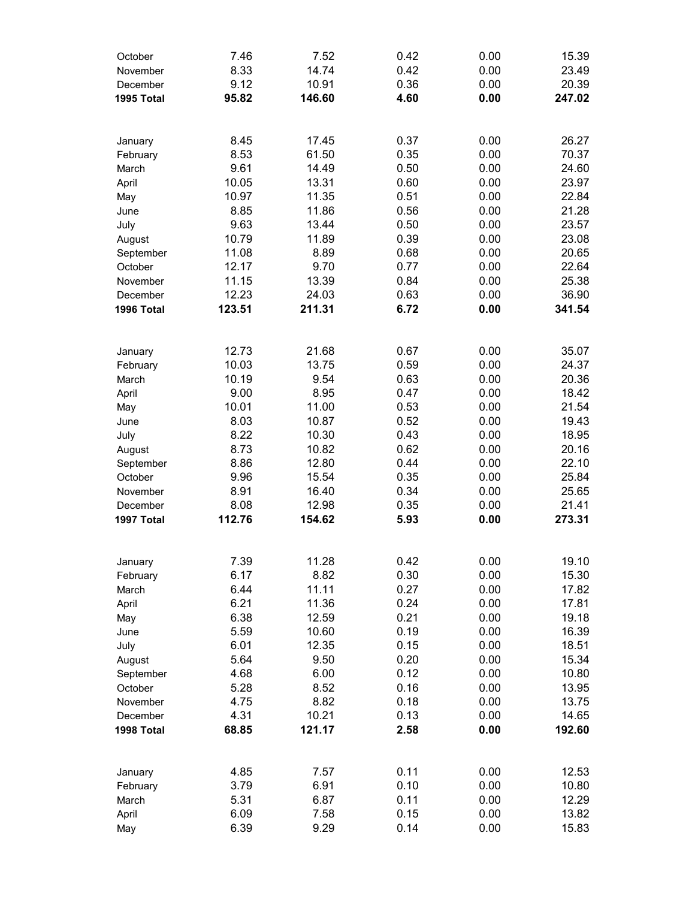| | | | | | |
|---|---|---|---|---|---|
| October | 7.46 | 7.52 | 0.42 | 0.00 | 15.39 |
| November | 8.33 | 14.74 | 0.42 | 0.00 | 23.49 |
| December | 9.12 | 10.91 | 0.36 | 0.00 | 20.39 |
| **1995 Total** | **95.82** | **146.60** | **4.60** | **0.00** | **247.02** |
| | | | | | |
| January | 8.45 | 17.45 | 0.37 | 0.00 | 26.27 |
| February | 8.53 | 61.50 | 0.35 | 0.00 | 70.37 |
| March | 9.61 | 14.49 | 0.50 | 0.00 | 24.60 |
| April | 10.05 | 13.31 | 0.60 | 0.00 | 23.97 |
| May | 10.97 | 11.35 | 0.51 | 0.00 | 22.84 |
| June | 8.85 | 11.86 | 0.56 | 0.00 | 21.28 |
| July | 9.63 | 13.44 | 0.50 | 0.00 | 23.57 |
| August | 10.79 | 11.89 | 0.39 | 0.00 | 23.08 |
| September | 11.08 | 8.89 | 0.68 | 0.00 | 20.65 |
| October | 12.17 | 9.70 | 0.77 | 0.00 | 22.64 |
| November | 11.15 | 13.39 | 0.84 | 0.00 | 25.38 |
| December | 12.23 | 24.03 | 0.63 | 0.00 | 36.90 |
| **1996 Total** | **123.51** | **211.31** | **6.72** | **0.00** | **341.54** |
| | | | | | |
| January | 12.73 | 21.68 | 0.67 | 0.00 | 35.07 |
| February | 10.03 | 13.75 | 0.59 | 0.00 | 24.37 |
| March | 10.19 | 9.54 | 0.63 | 0.00 | 20.36 |
| April | 9.00 | 8.95 | 0.47 | 0.00 | 18.42 |
| May | 10.01 | 11.00 | 0.53 | 0.00 | 21.54 |
| June | 8.03 | 10.87 | 0.52 | 0.00 | 19.43 |
| July | 8.22 | 10.30 | 0.43 | 0.00 | 18.95 |
| August | 8.73 | 10.82 | 0.62 | 0.00 | 20.16 |
| September | 8.86 | 12.80 | 0.44 | 0.00 | 22.10 |
| October | 9.96 | 15.54 | 0.35 | 0.00 | 25.84 |
| November | 8.91 | 16.40 | 0.34 | 0.00 | 25.65 |
| December | 8.08 | 12.98 | 0.35 | 0.00 | 21.41 |
| **1997 Total** | **112.76** | **154.62** | **5.93** | **0.00** | **273.31** |
| | | | | | |
| January | 7.39 | 11.28 | 0.42 | 0.00 | 19.10 |
| February | 6.17 | 8.82 | 0.30 | 0.00 | 15.30 |
| March | 6.44 | 11.11 | 0.27 | 0.00 | 17.82 |
| April | 6.21 | 11.36 | 0.24 | 0.00 | 17.81 |
| May | 6.38 | 12.59 | 0.21 | 0.00 | 19.18 |
| June | 5.59 | 10.60 | 0.19 | 0.00 | 16.39 |
| July | 6.01 | 12.35 | 0.15 | 0.00 | 18.51 |
| August | 5.64 | 9.50 | 0.20 | 0.00 | 15.34 |
| September | 4.68 | 6.00 | 0.12 | 0.00 | 10.80 |
| October | 5.28 | 8.52 | 0.16 | 0.00 | 13.95 |
| November | 4.75 | 8.82 | 0.18 | 0.00 | 13.75 |
| December | 4.31 | 10.21 | 0.13 | 0.00 | 14.65 |
| **1998 Total** | **68.85** | **121.17** | **2.58** | **0.00** | **192.60** |
| | | | | | |
| January | 4.85 | 7.57 | 0.11 | 0.00 | 12.53 |
| February | 3.79 | 6.91 | 0.10 | 0.00 | 10.80 |
| March | 5.31 | 6.87 | 0.11 | 0.00 | 12.29 |
| April | 6.09 | 7.58 | 0.15 | 0.00 | 13.82 |
| May | 6.39 | 9.29 | 0.14 | 0.00 | 15.83 |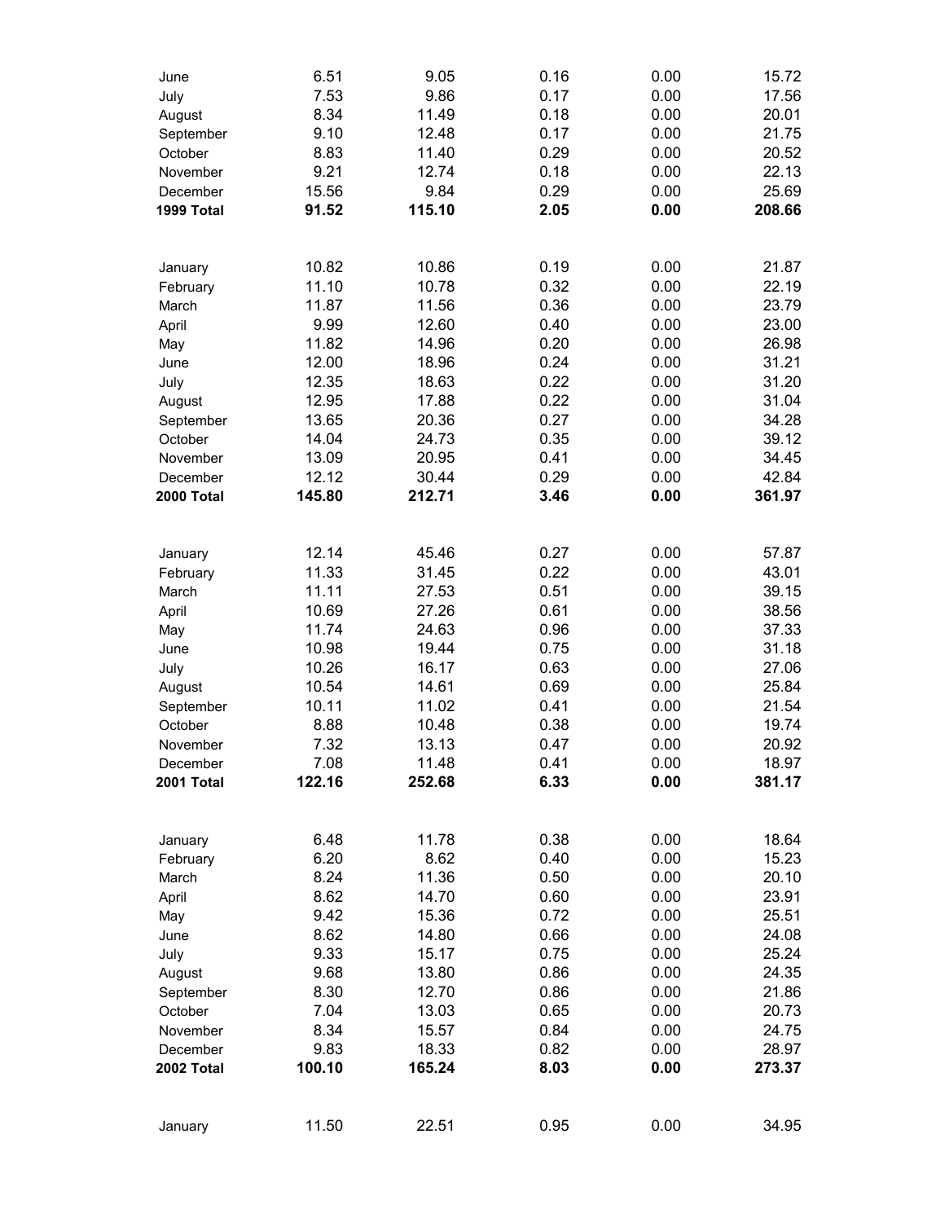| | | | | | |
|---|---|---|---|---|---|
| June | 6.51 | 9.05 | 0.16 | 0.00 | 15.72 |
| July | 7.53 | 9.86 | 0.17 | 0.00 | 17.56 |
| August | 8.34 | 11.49 | 0.18 | 0.00 | 20.01 |
| September | 9.10 | 12.48 | 0.17 | 0.00 | 21.75 |
| October | 8.83 | 11.40 | 0.29 | 0.00 | 20.52 |
| November | 9.21 | 12.74 | 0.18 | 0.00 | 22.13 |
| December | 15.56 | 9.84 | 0.29 | 0.00 | 25.69 |
| **1999 Total** | **91.52** | **115.10** | **2.05** | **0.00** | **208.66** |
| | | | | | |
| January | 10.82 | 10.86 | 0.19 | 0.00 | 21.87 |
| February | 11.10 | 10.78 | 0.32 | 0.00 | 22.19 |
| March | 11.87 | 11.56 | 0.36 | 0.00 | 23.79 |
| April | 9.99 | 12.60 | 0.40 | 0.00 | 23.00 |
| May | 11.82 | 14.96 | 0.20 | 0.00 | 26.98 |
| June | 12.00 | 18.96 | 0.24 | 0.00 | 31.21 |
| July | 12.35 | 18.63 | 0.22 | 0.00 | 31.20 |
| August | 12.95 | 17.88 | 0.22 | 0.00 | 31.04 |
| September | 13.65 | 20.36 | 0.27 | 0.00 | 34.28 |
| October | 14.04 | 24.73 | 0.35 | 0.00 | 39.12 |
| November | 13.09 | 20.95 | 0.41 | 0.00 | 34.45 |
| December | 12.12 | 30.44 | 0.29 | 0.00 | 42.84 |
| **2000 Total** | **145.80** | **212.71** | **3.46** | **0.00** | **361.97** |
| | | | | | |
| January | 12.14 | 45.46 | 0.27 | 0.00 | 57.87 |
| February | 11.33 | 31.45 | 0.22 | 0.00 | 43.01 |
| March | 11.11 | 27.53 | 0.51 | 0.00 | 39.15 |
| April | 10.69 | 27.26 | 0.61 | 0.00 | 38.56 |
| May | 11.74 | 24.63 | 0.96 | 0.00 | 37.33 |
| June | 10.98 | 19.44 | 0.75 | 0.00 | 31.18 |
| July | 10.26 | 16.17 | 0.63 | 0.00 | 27.06 |
| August | 10.54 | 14.61 | 0.69 | 0.00 | 25.84 |
| September | 10.11 | 11.02 | 0.41 | 0.00 | 21.54 |
| October | 8.88 | 10.48 | 0.38 | 0.00 | 19.74 |
| November | 7.32 | 13.13 | 0.47 | 0.00 | 20.92 |
| December | 7.08 | 11.48 | 0.41 | 0.00 | 18.97 |
| **2001 Total** | **122.16** | **252.68** | **6.33** | **0.00** | **381.17** |
| | | | | | |
| January | 6.48 | 11.78 | 0.38 | 0.00 | 18.64 |
| February | 6.20 | 8.62 | 0.40 | 0.00 | 15.23 |
| March | 8.24 | 11.36 | 0.50 | 0.00 | 20.10 |
| April | 8.62 | 14.70 | 0.60 | 0.00 | 23.91 |
| May | 9.42 | 15.36 | 0.72 | 0.00 | 25.51 |
| June | 8.62 | 14.80 | 0.66 | 0.00 | 24.08 |
| July | 9.33 | 15.17 | 0.75 | 0.00 | 25.24 |
| August | 9.68 | 13.80 | 0.86 | 0.00 | 24.35 |
| September | 8.30 | 12.70 | 0.86 | 0.00 | 21.86 |
| October | 7.04 | 13.03 | 0.65 | 0.00 | 20.73 |
| November | 8.34 | 15.57 | 0.84 | 0.00 | 24.75 |
| December | 9.83 | 18.33 | 0.82 | 0.00 | 28.97 |
| **2002 Total** | **100.10** | **165.24** | **8.03** | **0.00** | **273.37** |
| | | | | | |
| January | 11.50 | 22.51 | 0.95 | 0.00 | 34.95 |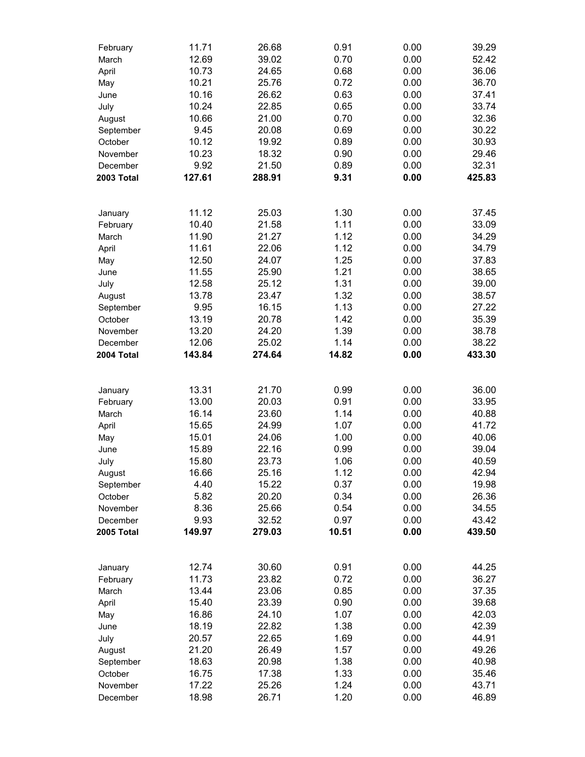| | | | | | |
|---|---|---|---|---|---|
| February | 11.71 | 26.68 | 0.91 | 0.00 | 39.29 |
| March | 12.69 | 39.02 | 0.70 | 0.00 | 52.42 |
| April | 10.73 | 24.65 | 0.68 | 0.00 | 36.06 |
| May | 10.21 | 25.76 | 0.72 | 0.00 | 36.70 |
| June | 10.16 | 26.62 | 0.63 | 0.00 | 37.41 |
| July | 10.24 | 22.85 | 0.65 | 0.00 | 33.74 |
| August | 10.66 | 21.00 | 0.70 | 0.00 | 32.36 |
| September | 9.45 | 20.08 | 0.69 | 0.00 | 30.22 |
| October | 10.12 | 19.92 | 0.89 | 0.00 | 30.93 |
| November | 10.23 | 18.32 | 0.90 | 0.00 | 29.46 |
| December | 9.92 | 21.50 | 0.89 | 0.00 | 32.31 |
| **2003 Total** | **127.61** | **288.91** | **9.31** | **0.00** | **425.83** |
| | | | | | |
| January | 11.12 | 25.03 | 1.30 | 0.00 | 37.45 |
| February | 10.40 | 21.58 | 1.11 | 0.00 | 33.09 |
| March | 11.90 | 21.27 | 1.12 | 0.00 | 34.29 |
| April | 11.61 | 22.06 | 1.12 | 0.00 | 34.79 |
| May | 12.50 | 24.07 | 1.25 | 0.00 | 37.83 |
| June | 11.55 | 25.90 | 1.21 | 0.00 | 38.65 |
| July | 12.58 | 25.12 | 1.31 | 0.00 | 39.00 |
| August | 13.78 | 23.47 | 1.32 | 0.00 | 38.57 |
| September | 9.95 | 16.15 | 1.13 | 0.00 | 27.22 |
| October | 13.19 | 20.78 | 1.42 | 0.00 | 35.39 |
| November | 13.20 | 24.20 | 1.39 | 0.00 | 38.78 |
| December | 12.06 | 25.02 | 1.14 | 0.00 | 38.22 |
| **2004 Total** | **143.84** | **274.64** | **14.82** | **0.00** | **433.30** |
| | | | | | |
| January | 13.31 | 21.70 | 0.99 | 0.00 | 36.00 |
| February | 13.00 | 20.03 | 0.91 | 0.00 | 33.95 |
| March | 16.14 | 23.60 | 1.14 | 0.00 | 40.88 |
| April | 15.65 | 24.99 | 1.07 | 0.00 | 41.72 |
| May | 15.01 | 24.06 | 1.00 | 0.00 | 40.06 |
| June | 15.89 | 22.16 | 0.99 | 0.00 | 39.04 |
| July | 15.80 | 23.73 | 1.06 | 0.00 | 40.59 |
| August | 16.66 | 25.16 | 1.12 | 0.00 | 42.94 |
| September | 4.40 | 15.22 | 0.37 | 0.00 | 19.98 |
| October | 5.82 | 20.20 | 0.34 | 0.00 | 26.36 |
| November | 8.36 | 25.66 | 0.54 | 0.00 | 34.55 |
| December | 9.93 | 32.52 | 0.97 | 0.00 | 43.42 |
| **2005 Total** | **149.97** | **279.03** | **10.51** | **0.00** | **439.50** |
| | | | | | |
| January | 12.74 | 30.60 | 0.91 | 0.00 | 44.25 |
| February | 11.73 | 23.82 | 0.72 | 0.00 | 36.27 |
| March | 13.44 | 23.06 | 0.85 | 0.00 | 37.35 |
| April | 15.40 | 23.39 | 0.90 | 0.00 | 39.68 |
| May | 16.86 | 24.10 | 1.07 | 0.00 | 42.03 |
| June | 18.19 | 22.82 | 1.38 | 0.00 | 42.39 |
| July | 20.57 | 22.65 | 1.69 | 0.00 | 44.91 |
| August | 21.20 | 26.49 | 1.57 | 0.00 | 49.26 |
| September | 18.63 | 20.98 | 1.38 | 0.00 | 40.98 |
| October | 16.75 | 17.38 | 1.33 | 0.00 | 35.46 |
| November | 17.22 | 25.26 | 1.24 | 0.00 | 43.71 |
| December | 18.98 | 26.71 | 1.20 | 0.00 | 46.89 |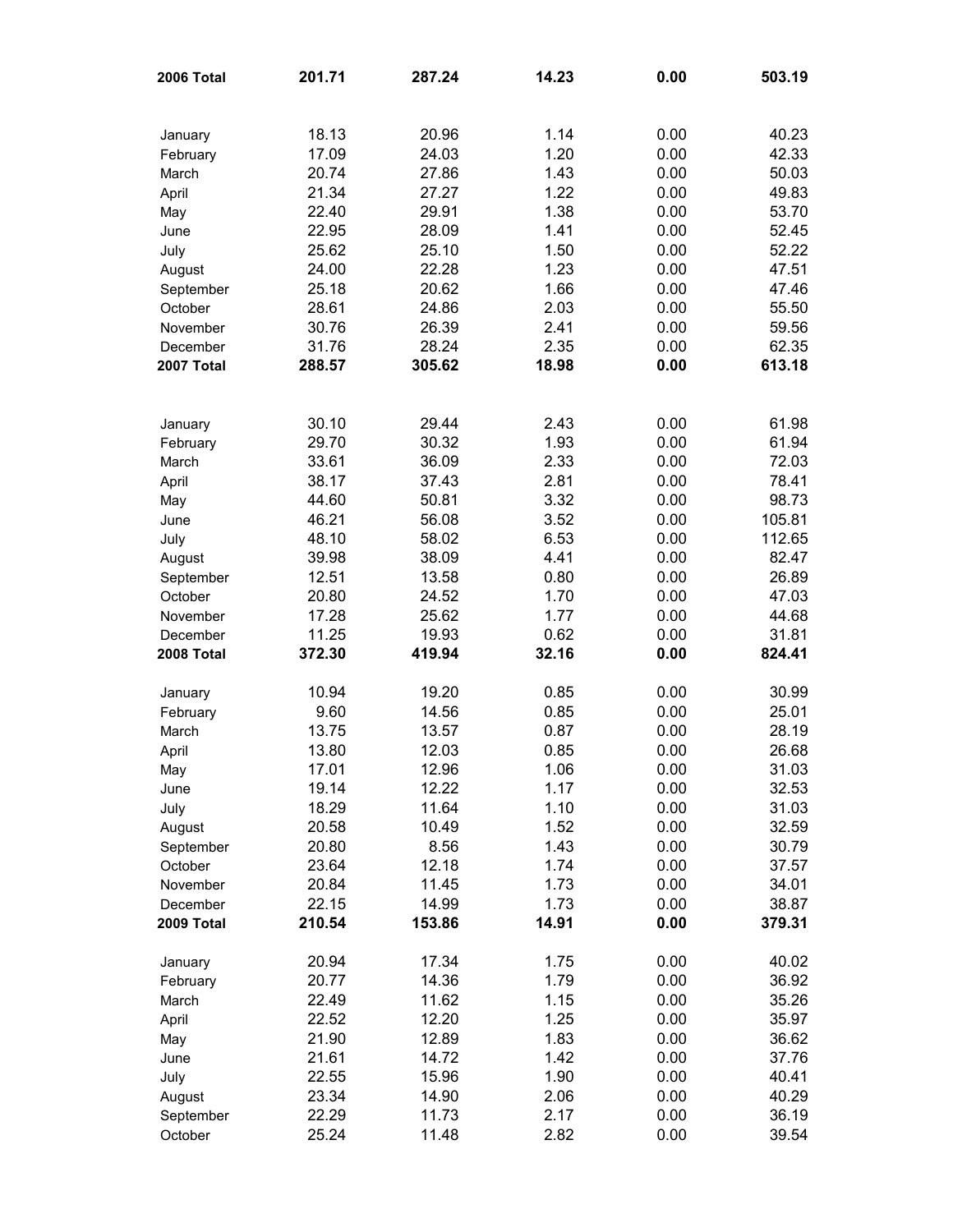| | | | | | |
|---|---|---|---|---|---|
| **2006 Total** | **201.71** | **287.24** | **14.23** | **0.00** | **503.19** |
| | | | | | |
| January | 18.13 | 20.96 | 1.14 | 0.00 | 40.23 |
| February | 17.09 | 24.03 | 1.20 | 0.00 | 42.33 |
| March | 20.74 | 27.86 | 1.43 | 0.00 | 50.03 |
| April | 21.34 | 27.27 | 1.22 | 0.00 | 49.83 |
| May | 22.40 | 29.91 | 1.38 | 0.00 | 53.70 |
| June | 22.95 | 28.09 | 1.41 | 0.00 | 52.45 |
| July | 25.62 | 25.10 | 1.50 | 0.00 | 52.22 |
| August | 24.00 | 22.28 | 1.23 | 0.00 | 47.51 |
| September | 25.18 | 20.62 | 1.66 | 0.00 | 47.46 |
| October | 28.61 | 24.86 | 2.03 | 0.00 | 55.50 |
| November | 30.76 | 26.39 | 2.41 | 0.00 | 59.56 |
| December | 31.76 | 28.24 | 2.35 | 0.00 | 62.35 |
| **2007 Total** | **288.57** | **305.62** | **18.98** | **0.00** | **613.18** |
| | | | | | |
| January | 30.10 | 29.44 | 2.43 | 0.00 | 61.98 |
| February | 29.70 | 30.32 | 1.93 | 0.00 | 61.94 |
| March | 33.61 | 36.09 | 2.33 | 0.00 | 72.03 |
| April | 38.17 | 37.43 | 2.81 | 0.00 | 78.41 |
| May | 44.60 | 50.81 | 3.32 | 0.00 | 98.73 |
| June | 46.21 | 56.08 | 3.52 | 0.00 | 105.81 |
| July | 48.10 | 58.02 | 6.53 | 0.00 | 112.65 |
| August | 39.98 | 38.09 | 4.41 | 0.00 | 82.47 |
| September | 12.51 | 13.58 | 0.80 | 0.00 | 26.89 |
| October | 20.80 | 24.52 | 1.70 | 0.00 | 47.03 |
| November | 17.28 | 25.62 | 1.77 | 0.00 | 44.68 |
| December | 11.25 | 19.93 | 0.62 | 0.00 | 31.81 |
| **2008 Total** | **372.30** | **419.94** | **32.16** | **0.00** | **824.41** |
| | | | | | |
| January | 10.94 | 19.20 | 0.85 | 0.00 | 30.99 |
| February | 9.60 | 14.56 | 0.85 | 0.00 | 25.01 |
| March | 13.75 | 13.57 | 0.87 | 0.00 | 28.19 |
| April | 13.80 | 12.03 | 0.85 | 0.00 | 26.68 |
| May | 17.01 | 12.96 | 1.06 | 0.00 | 31.03 |
| June | 19.14 | 12.22 | 1.17 | 0.00 | 32.53 |
| July | 18.29 | 11.64 | 1.10 | 0.00 | 31.03 |
| August | 20.58 | 10.49 | 1.52 | 0.00 | 32.59 |
| September | 20.80 | 8.56 | 1.43 | 0.00 | 30.79 |
| October | 23.64 | 12.18 | 1.74 | 0.00 | 37.57 |
| November | 20.84 | 11.45 | 1.73 | 0.00 | 34.01 |
| December | 22.15 | 14.99 | 1.73 | 0.00 | 38.87 |
| **2009 Total** | **210.54** | **153.86** | **14.91** | **0.00** | **379.31** |
| | | | | | |
| January | 20.94 | 17.34 | 1.75 | 0.00 | 40.02 |
| February | 20.77 | 14.36 | 1.79 | 0.00 | 36.92 |
| March | 22.49 | 11.62 | 1.15 | 0.00 | 35.26 |
| April | 22.52 | 12.20 | 1.25 | 0.00 | 35.97 |
| May | 21.90 | 12.89 | 1.83 | 0.00 | 36.62 |
| June | 21.61 | 14.72 | 1.42 | 0.00 | 37.76 |
| July | 22.55 | 15.96 | 1.90 | 0.00 | 40.41 |
| August | 23.34 | 14.90 | 2.06 | 0.00 | 40.29 |
| September | 22.29 | 11.73 | 2.17 | 0.00 | 36.19 |
| October | 25.24 | 11.48 | 2.82 | 0.00 | 39.54 |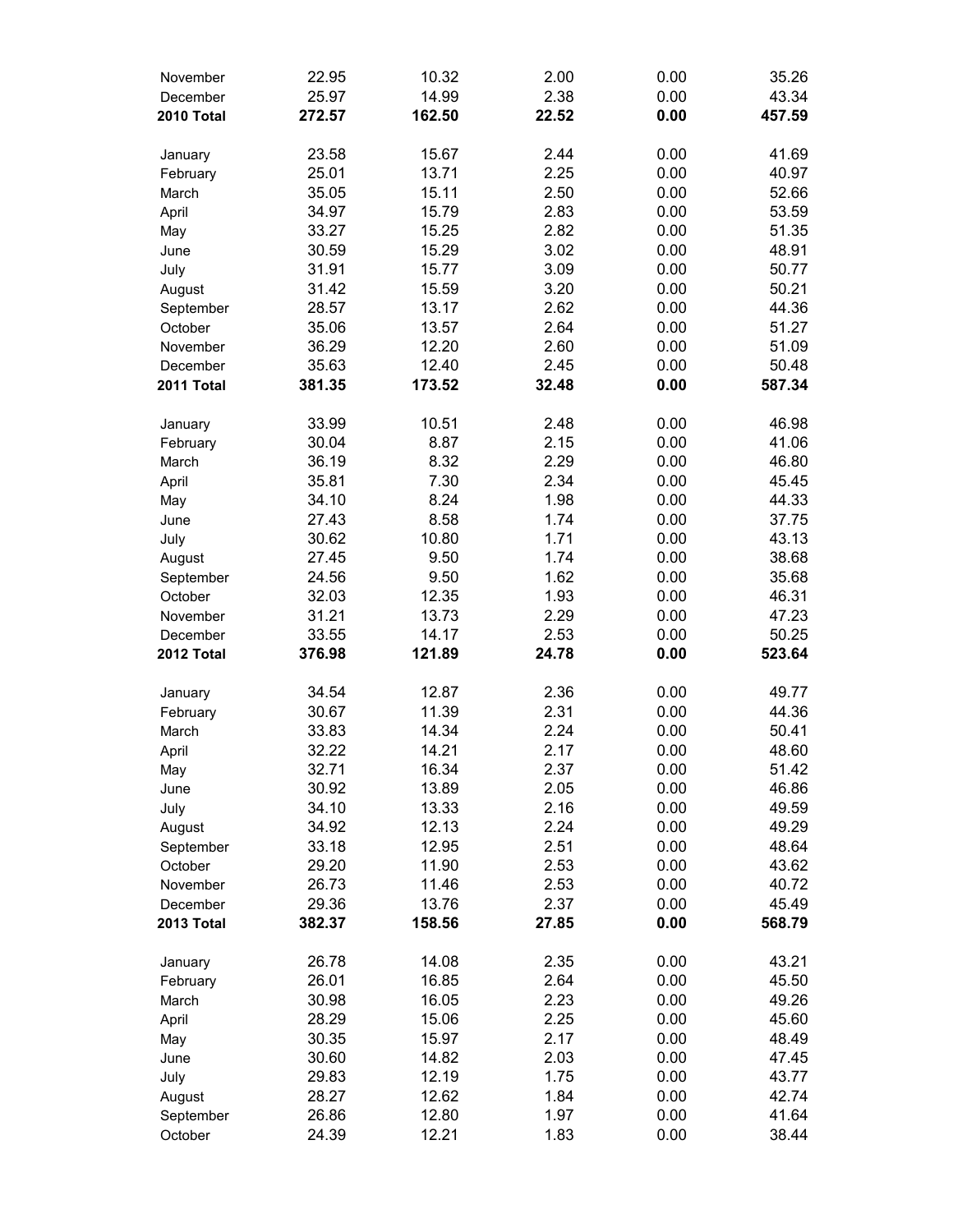| | | | | | |
|---|---|---|---|---|---|
| November | 22.95 | 10.32 | 2.00 | 0.00 | 35.26 |
| December | 25.97 | 14.99 | 2.38 | 0.00 | 43.34 |
| **2010 Total** | **272.57** | **162.50** | **22.52** | **0.00** | **457.59** |
| | | | | | |
| January | 23.58 | 15.67 | 2.44 | 0.00 | 41.69 |
| February | 25.01 | 13.71 | 2.25 | 0.00 | 40.97 |
| March | 35.05 | 15.11 | 2.50 | 0.00 | 52.66 |
| April | 34.97 | 15.79 | 2.83 | 0.00 | 53.59 |
| May | 33.27 | 15.25 | 2.82 | 0.00 | 51.35 |
| June | 30.59 | 15.29 | 3.02 | 0.00 | 48.91 |
| July | 31.91 | 15.77 | 3.09 | 0.00 | 50.77 |
| August | 31.42 | 15.59 | 3.20 | 0.00 | 50.21 |
| September | 28.57 | 13.17 | 2.62 | 0.00 | 44.36 |
| October | 35.06 | 13.57 | 2.64 | 0.00 | 51.27 |
| November | 36.29 | 12.20 | 2.60 | 0.00 | 51.09 |
| December | 35.63 | 12.40 | 2.45 | 0.00 | 50.48 |
| **2011 Total** | **381.35** | **173.52** | **32.48** | **0.00** | **587.34** |
| | | | | | |
| January | 33.99 | 10.51 | 2.48 | 0.00 | 46.98 |
| February | 30.04 | 8.87 | 2.15 | 0.00 | 41.06 |
| March | 36.19 | 8.32 | 2.29 | 0.00 | 46.80 |
| April | 35.81 | 7.30 | 2.34 | 0.00 | 45.45 |
| May | 34.10 | 8.24 | 1.98 | 0.00 | 44.33 |
| June | 27.43 | 8.58 | 1.74 | 0.00 | 37.75 |
| July | 30.62 | 10.80 | 1.71 | 0.00 | 43.13 |
| August | 27.45 | 9.50 | 1.74 | 0.00 | 38.68 |
| September | 24.56 | 9.50 | 1.62 | 0.00 | 35.68 |
| October | 32.03 | 12.35 | 1.93 | 0.00 | 46.31 |
| November | 31.21 | 13.73 | 2.29 | 0.00 | 47.23 |
| December | 33.55 | 14.17 | 2.53 | 0.00 | 50.25 |
| **2012 Total** | **376.98** | **121.89** | **24.78** | **0.00** | **523.64** |
| | | | | | |
| January | 34.54 | 12.87 | 2.36 | 0.00 | 49.77 |
| February | 30.67 | 11.39 | 2.31 | 0.00 | 44.36 |
| March | 33.83 | 14.34 | 2.24 | 0.00 | 50.41 |
| April | 32.22 | 14.21 | 2.17 | 0.00 | 48.60 |
| May | 32.71 | 16.34 | 2.37 | 0.00 | 51.42 |
| June | 30.92 | 13.89 | 2.05 | 0.00 | 46.86 |
| July | 34.10 | 13.33 | 2.16 | 0.00 | 49.59 |
| August | 34.92 | 12.13 | 2.24 | 0.00 | 49.29 |
| September | 33.18 | 12.95 | 2.51 | 0.00 | 48.64 |
| October | 29.20 | 11.90 | 2.53 | 0.00 | 43.62 |
| November | 26.73 | 11.46 | 2.53 | 0.00 | 40.72 |
| December | 29.36 | 13.76 | 2.37 | 0.00 | 45.49 |
| **2013 Total** | **382.37** | **158.56** | **27.85** | **0.00** | **568.79** |
| | | | | | |
| January | 26.78 | 14.08 | 2.35 | 0.00 | 43.21 |
| February | 26.01 | 16.85 | 2.64 | 0.00 | 45.50 |
| March | 30.98 | 16.05 | 2.23 | 0.00 | 49.26 |
| April | 28.29 | 15.06 | 2.25 | 0.00 | 45.60 |
| May | 30.35 | 15.97 | 2.17 | 0.00 | 48.49 |
| June | 30.60 | 14.82 | 2.03 | 0.00 | 47.45 |
| July | 29.83 | 12.19 | 1.75 | 0.00 | 43.77 |
| August | 28.27 | 12.62 | 1.84 | 0.00 | 42.74 |
| September | 26.86 | 12.80 | 1.97 | 0.00 | 41.64 |
| October | 24.39 | 12.21 | 1.83 | 0.00 | 38.44 |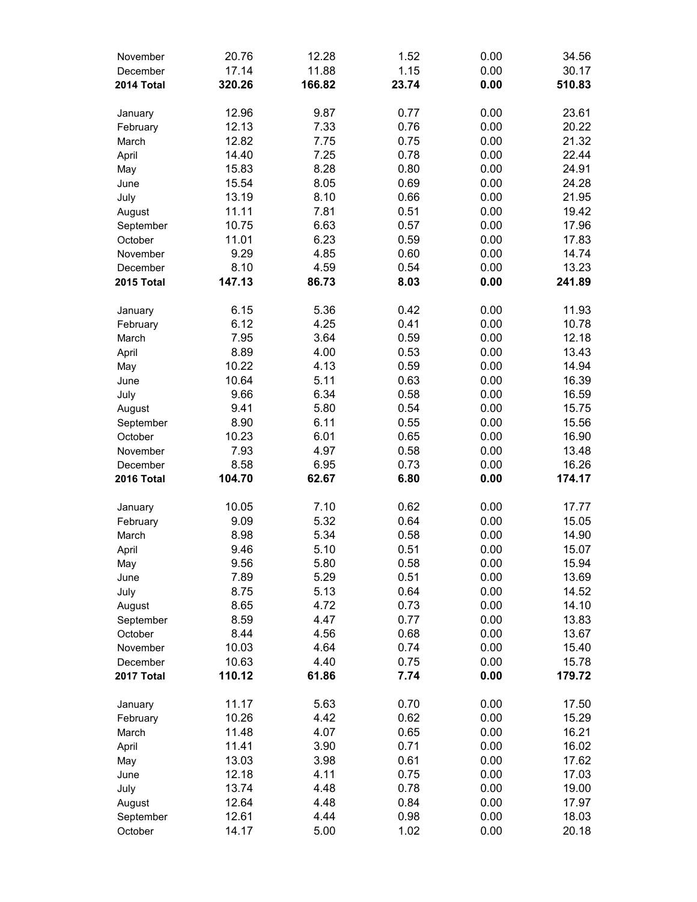| | | | | | |
|---|---|---|---|---|---|
| November | 20.76 | 12.28 | 1.52 | 0.00 | 34.56 |
| December | 17.14 | 11.88 | 1.15 | 0.00 | 30.17 |
| **2014 Total** | **320.26** | **166.82** | **23.74** | **0.00** | **510.83** |
| | | | | | |
| January | 12.96 | 9.87 | 0.77 | 0.00 | 23.61 |
| February | 12.13 | 7.33 | 0.76 | 0.00 | 20.22 |
| March | 12.82 | 7.75 | 0.75 | 0.00 | 21.32 |
| April | 14.40 | 7.25 | 0.78 | 0.00 | 22.44 |
| May | 15.83 | 8.28 | 0.80 | 0.00 | 24.91 |
| June | 15.54 | 8.05 | 0.69 | 0.00 | 24.28 |
| July | 13.19 | 8.10 | 0.66 | 0.00 | 21.95 |
| August | 11.11 | 7.81 | 0.51 | 0.00 | 19.42 |
| September | 10.75 | 6.63 | 0.57 | 0.00 | 17.96 |
| October | 11.01 | 6.23 | 0.59 | 0.00 | 17.83 |
| November | 9.29 | 4.85 | 0.60 | 0.00 | 14.74 |
| December | 8.10 | 4.59 | 0.54 | 0.00 | 13.23 |
| **2015 Total** | **147.13** | **86.73** | **8.03** | **0.00** | **241.89** |
| | | | | | |
| January | 6.15 | 5.36 | 0.42 | 0.00 | 11.93 |
| February | 6.12 | 4.25 | 0.41 | 0.00 | 10.78 |
| March | 7.95 | 3.64 | 0.59 | 0.00 | 12.18 |
| April | 8.89 | 4.00 | 0.53 | 0.00 | 13.43 |
| May | 10.22 | 4.13 | 0.59 | 0.00 | 14.94 |
| June | 10.64 | 5.11 | 0.63 | 0.00 | 16.39 |
| July | 9.66 | 6.34 | 0.58 | 0.00 | 16.59 |
| August | 9.41 | 5.80 | 0.54 | 0.00 | 15.75 |
| September | 8.90 | 6.11 | 0.55 | 0.00 | 15.56 |
| October | 10.23 | 6.01 | 0.65 | 0.00 | 16.90 |
| November | 7.93 | 4.97 | 0.58 | 0.00 | 13.48 |
| December | 8.58 | 6.95 | 0.73 | 0.00 | 16.26 |
| **2016 Total** | **104.70** | **62.67** | **6.80** | **0.00** | **174.17** |
| | | | | | |
| January | 10.05 | 7.10 | 0.62 | 0.00 | 17.77 |
| February | 9.09 | 5.32 | 0.64 | 0.00 | 15.05 |
| March | 8.98 | 5.34 | 0.58 | 0.00 | 14.90 |
| April | 9.46 | 5.10 | 0.51 | 0.00 | 15.07 |
| May | 9.56 | 5.80 | 0.58 | 0.00 | 15.94 |
| June | 7.89 | 5.29 | 0.51 | 0.00 | 13.69 |
| July | 8.75 | 5.13 | 0.64 | 0.00 | 14.52 |
| August | 8.65 | 4.72 | 0.73 | 0.00 | 14.10 |
| September | 8.59 | 4.47 | 0.77 | 0.00 | 13.83 |
| October | 8.44 | 4.56 | 0.68 | 0.00 | 13.67 |
| November | 10.03 | 4.64 | 0.74 | 0.00 | 15.40 |
| December | 10.63 | 4.40 | 0.75 | 0.00 | 15.78 |
| **2017 Total** | **110.12** | **61.86** | **7.74** | **0.00** | **179.72** |
| | | | | | |
| January | 11.17 | 5.63 | 0.70 | 0.00 | 17.50 |
| February | 10.26 | 4.42 | 0.62 | 0.00 | 15.29 |
| March | 11.48 | 4.07 | 0.65 | 0.00 | 16.21 |
| April | 11.41 | 3.90 | 0.71 | 0.00 | 16.02 |
| May | 13.03 | 3.98 | 0.61 | 0.00 | 17.62 |
| June | 12.18 | 4.11 | 0.75 | 0.00 | 17.03 |
| July | 13.74 | 4.48 | 0.78 | 0.00 | 19.00 |
| August | 12.64 | 4.48 | 0.84 | 0.00 | 17.97 |
| September | 12.61 | 4.44 | 0.98 | 0.00 | 18.03 |
| October | 14.17 | 5.00 | 1.02 | 0.00 | 20.18 |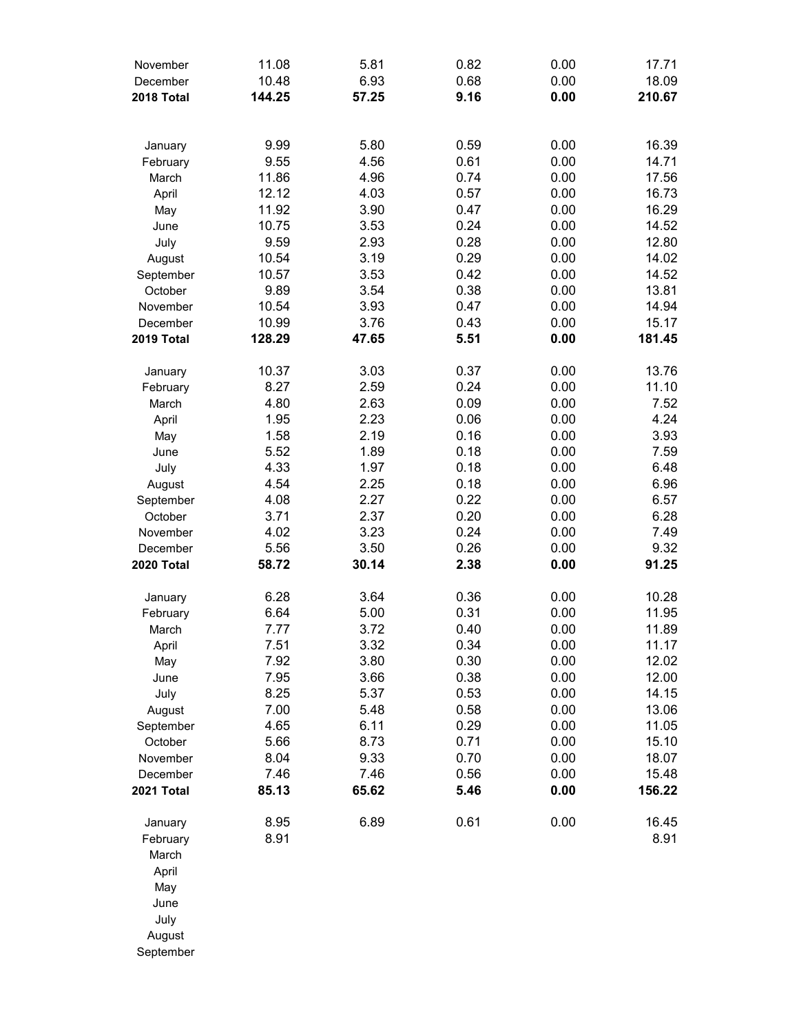| | | | | | |
|---|---|---|---|---|---|
| November | 11.08 | 5.81 | 0.82 | 0.00 | 17.71 |
| December | 10.48 | 6.93 | 0.68 | 0.00 | 18.09 |
| **2018 Total** | **144.25** | **57.25** | **9.16** | **0.00** | **210.67** |
| | | | | | |
| January | 9.99 | 5.80 | 0.59 | 0.00 | 16.39 |
| February | 9.55 | 4.56 | 0.61 | 0.00 | 14.71 |
| March | 11.86 | 4.96 | 0.74 | 0.00 | 17.56 |
| April | 12.12 | 4.03 | 0.57 | 0.00 | 16.73 |
| May | 11.92 | 3.90 | 0.47 | 0.00 | 16.29 |
| June | 10.75 | 3.53 | 0.24 | 0.00 | 14.52 |
| July | 9.59 | 2.93 | 0.28 | 0.00 | 12.80 |
| August | 10.54 | 3.19 | 0.29 | 0.00 | 14.02 |
| September | 10.57 | 3.53 | 0.42 | 0.00 | 14.52 |
| October | 9.89 | 3.54 | 0.38 | 0.00 | 13.81 |
| November | 10.54 | 3.93 | 0.47 | 0.00 | 14.94 |
| December | 10.99 | 3.76 | 0.43 | 0.00 | 15.17 |
| **2019 Total** | **128.29** | **47.65** | **5.51** | **0.00** | **181.45** |
| | | | | | |
| January | 10.37 | 3.03 | 0.37 | 0.00 | 13.76 |
| February | 8.27 | 2.59 | 0.24 | 0.00 | 11.10 |
| March | 4.80 | 2.63 | 0.09 | 0.00 | 7.52 |
| April | 1.95 | 2.23 | 0.06 | 0.00 | 4.24 |
| May | 1.58 | 2.19 | 0.16 | 0.00 | 3.93 |
| June | 5.52 | 1.89 | 0.18 | 0.00 | 7.59 |
| July | 4.33 | 1.97 | 0.18 | 0.00 | 6.48 |
| August | 4.54 | 2.25 | 0.18 | 0.00 | 6.96 |
| September | 4.08 | 2.27 | 0.22 | 0.00 | 6.57 |
| October | 3.71 | 2.37 | 0.20 | 0.00 | 6.28 |
| November | 4.02 | 3.23 | 0.24 | 0.00 | 7.49 |
| December | 5.56 | 3.50 | 0.26 | 0.00 | 9.32 |
| **2020 Total** | **58.72** | **30.14** | **2.38** | **0.00** | **91.25** |
| | | | | | |
| January | 6.28 | 3.64 | 0.36 | 0.00 | 10.28 |
| February | 6.64 | 5.00 | 0.31 | 0.00 | 11.95 |
| March | 7.77 | 3.72 | 0.40 | 0.00 | 11.89 |
| April | 7.51 | 3.32 | 0.34 | 0.00 | 11.17 |
| May | 7.92 | 3.80 | 0.30 | 0.00 | 12.02 |
| June | 7.95 | 3.66 | 0.38 | 0.00 | 12.00 |
| July | 8.25 | 5.37 | 0.53 | 0.00 | 14.15 |
| August | 7.00 | 5.48 | 0.58 | 0.00 | 13.06 |
| September | 4.65 | 6.11 | 0.29 | 0.00 | 11.05 |
| October | 5.66 | 8.73 | 0.71 | 0.00 | 15.10 |
| November | 8.04 | 9.33 | 0.70 | 0.00 | 18.07 |
| December | 7.46 | 7.46 | 0.56 | 0.00 | 15.48 |
| **2021 Total** | **85.13** | **65.62** | **5.46** | **0.00** | **156.22** |
| | | | | | |
| January | 8.95 | 6.89 | 0.61 | 0.00 | 16.45 |
| February | 8.91 | | | | 8.91 |
| March | | | | | |
| April | | | | | |
| May | | | | | |
| June | | | | | |
| July | | | | | |
| August | | | | | |
| September | | | | | |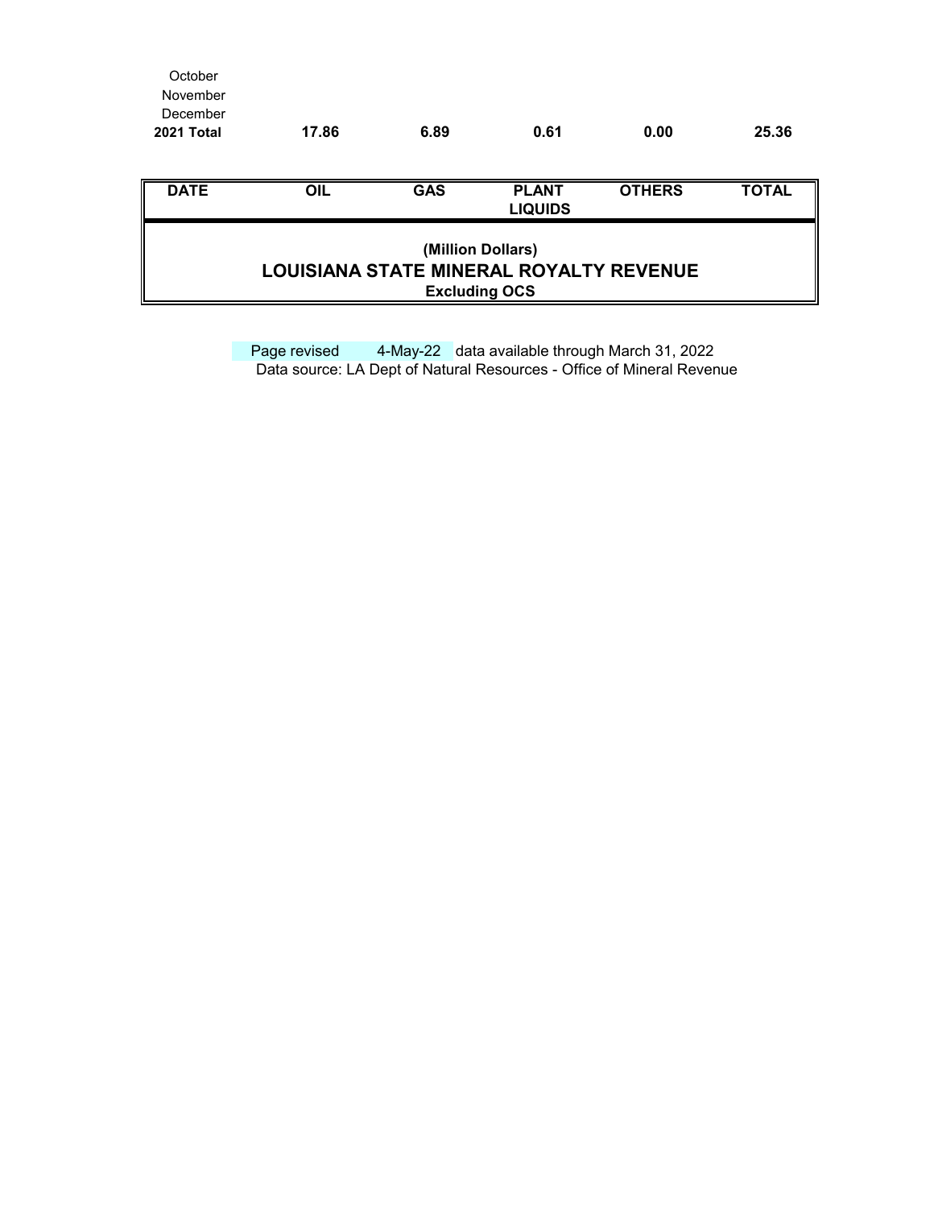| DATE | OIL | GAS | PLANT LIQUIDS | OTHERS | TOTAL |
|---|---|---|---|---|---|
| October | | | | | |
| November | | | | | |
| December | | | | | |
| **2021 Total** | **17.86** | **6.89** | **0.61** | **0.00** | **25.36** |

**(Million Dollars)**

## LOUISIANA STATE MINERAL ROYALTY REVENUE

**Excluding OCS**

Page revised 4-May-22 data available through March 31, 2022

Data source: LA Dept of Natural Resources - Office of Mineral Revenue